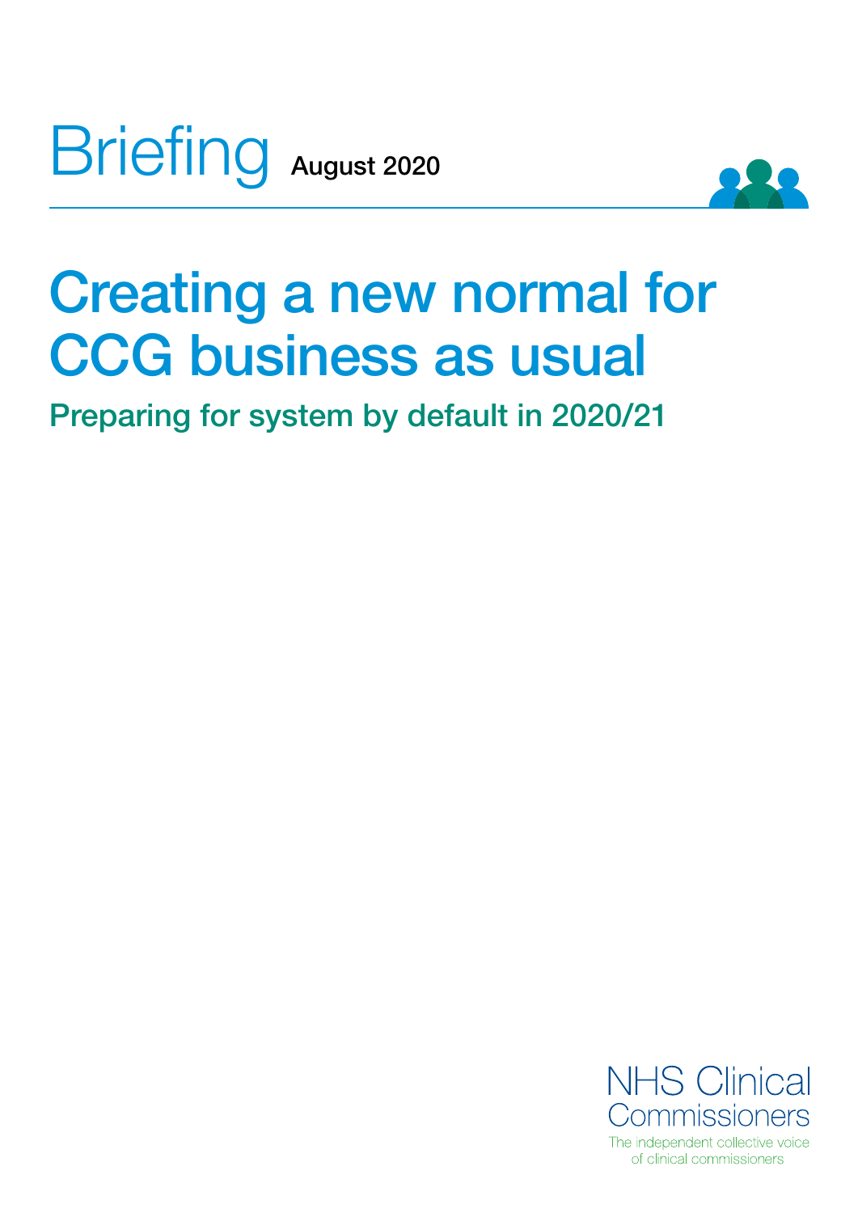Briefing August 2020

# Creating a new normal for CCG business as usual

## Preparing for system by default in 2020/21

NHS Clinical Commissioners

The independent collective voice of clinical commissioners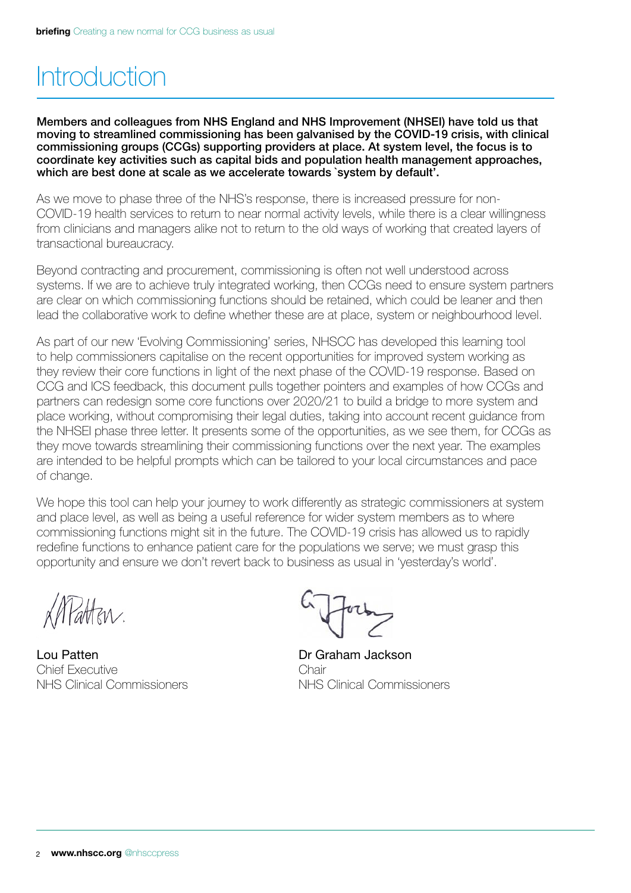# Introduction

**Members and colleagues from NHS England and NHS Improvement (NHSEI) have told us that moving to streamlined commissioning has been galvanised by the COVID-19 crisis, with clinical commissioning groups (CCGs) supporting providers at place. At system level, the focus is to coordinate key activities such as capital bids and population health management approaches, which are best done at scale as we accelerate towards `system by default'.**

As we move to phase three of the NHS's response, there is increased pressure for non-COVID-19 health services to return to near normal activity levels, while there is a clear willingness from clinicians and managers alike not to return to the old ways of working that created layers of transactional bureaucracy.

Beyond contracting and procurement, commissioning is often not well understood across systems. If we are to achieve truly integrated working, then CCGs need to ensure system partners are clear on which commissioning functions should be retained, which could be leaner and then lead the collaborative work to define whether these are at place, system or neighbourhood level.

As part of our new 'Evolving Commissioning' series, NHSCC has developed this learning tool to help commissioners capitalise on the recent opportunities for improved system working as they review their core functions in light of the next phase of the COVID-19 response. Based on CCG and ICS feedback, this document pulls together pointers and examples of how CCGs and partners can redesign some core functions over 2020/21 to build a bridge to more system and place working, without compromising their legal duties, taking into account recent guidance from the NHSEI phase three letter. It presents some of the opportunities, as we see them, for CCGs as they move towards streamlining their commissioning functions over the next year. The examples are intended to be helpful prompts which can be tailored to your local circumstances and pace of change.

We hope this tool can help your journey to work differently as strategic commissioners at system and place level, as well as being a useful reference for wider system members as to where commissioning functions might sit in the future. The COVID-19 crisis has allowed us to rapidly redefine functions to enhance patient care for the populations we serve; we must grasp this opportunity and ensure we don't revert back to business as usual in 'yesterday's world'.

Lou Patten
Chief Executive
NHS Clinical Commissioners

Dr Graham Jackson
Chair
NHS Clinical Commissioners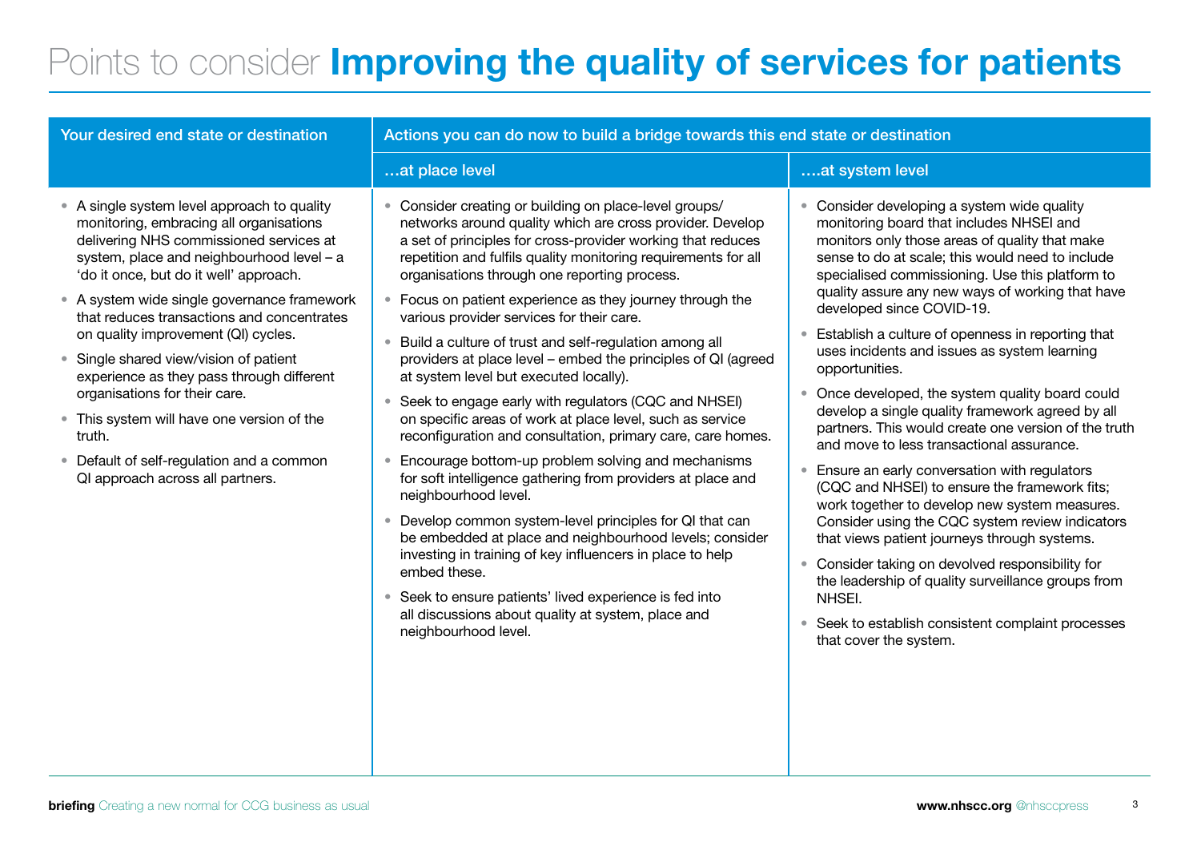# Points to consider **Improving the quality of services for patients**

| Your desired end state or destination | Actions you can do now to build a bridge towards this end state or destination | |
|---|---|---|
| | …at place level | ….at system level |
| • A single system level approach to quality monitoring, embracing all organisations delivering NHS commissioned services at system, place and neighbourhood level – a 'do it once, but do it well' approach.<br>• A system wide single governance framework that reduces transactions and concentrates on quality improvement (QI) cycles.<br>• Single shared view/vision of patient experience as they pass through different organisations for their care.<br>• This system will have one version of the truth.<br>• Default of self-regulation and a common QI approach across all partners. | • Consider creating or building on place-level groups/ networks around quality which are cross provider. Develop a set of principles for cross-provider working that reduces repetition and fulfils quality monitoring requirements for all organisations through one reporting process.<br>• Focus on patient experience as they journey through the various provider services for their care.<br>• Build a culture of trust and self-regulation among all providers at place level – embed the principles of QI (agreed at system level but executed locally).<br>• Seek to engage early with regulators (CQC and NHSEI) on specific areas of work at place level, such as service reconfiguration and consultation, primary care, care homes.<br>• Encourage bottom-up problem solving and mechanisms for soft intelligence gathering from providers at place and neighbourhood level.<br>• Develop common system-level principles for QI that can be embedded at place and neighbourhood levels; consider investing in training of key influencers in place to help embed these.<br>• Seek to ensure patients' lived experience is fed into all discussions about quality at system, place and neighbourhood level. | • Consider developing a system wide quality monitoring board that includes NHSEI and monitors only those areas of quality that make sense to do at scale; this would need to include specialised commissioning. Use this platform to quality assure any new ways of working that have developed since COVID-19.<br>• Establish a culture of openness in reporting that uses incidents and issues as system learning opportunities.<br>• Once developed, the system quality board could develop a single quality framework agreed by all partners. This would create one version of the truth and move to less transactional assurance.<br>• Ensure an early conversation with regulators (CQC and NHSEI) to ensure the framework fits; work together to develop new system measures. Consider using the CQC system review indicators that views patient journeys through systems.<br>• Consider taking on devolved responsibility for the leadership of quality surveillance groups from NHSEI.<br>• Seek to establish consistent complaint processes that cover the system. |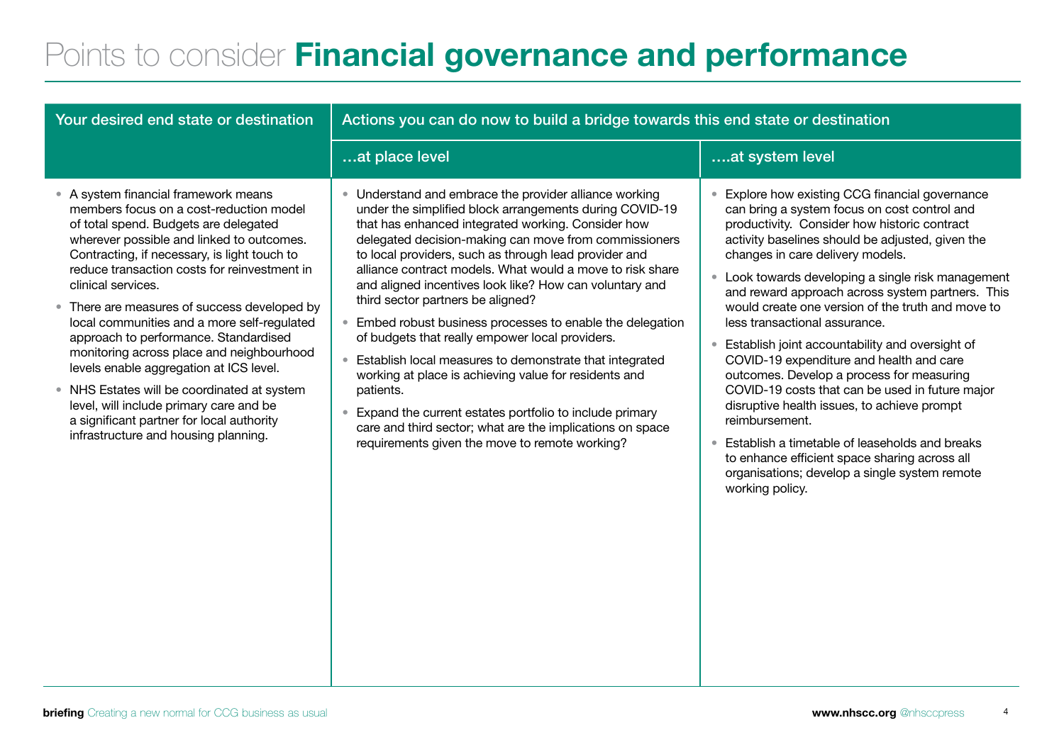# Points to consider **Financial governance and performance**

| Your desired end state or destination | Actions you can do now to build a bridge towards this end state or destination | |
|---|---|---|
| | …at place level | ….at system level |
| • A system financial framework means members focus on a cost-reduction model of total spend. Budgets are delegated wherever possible and linked to outcomes. Contracting, if necessary, is light touch to reduce transaction costs for reinvestment in clinical services.<br>• There are measures of success developed by local communities and a more self-regulated approach to performance. Standardised monitoring across place and neighbourhood levels enable aggregation at ICS level.<br>• NHS Estates will be coordinated at system level, will include primary care and be a significant partner for local authority infrastructure and housing planning. | • Understand and embrace the provider alliance working under the simplified block arrangements during COVID-19 that has enhanced integrated working. Consider how delegated decision-making can move from commissioners to local providers, such as through lead provider and alliance contract models. What would a move to risk share and aligned incentives look like? How can voluntary and third sector partners be aligned?<br>• Embed robust business processes to enable the delegation of budgets that really empower local providers.<br>• Establish local measures to demonstrate that integrated working at place is achieving value for residents and patients.<br>• Expand the current estates portfolio to include primary care and third sector; what are the implications on space requirements given the move to remote working? | • Explore how existing CCG financial governance can bring a system focus on cost control and productivity. Consider how historic contract activity baselines should be adjusted, given the changes in care delivery models.<br>• Look towards developing a single risk management and reward approach across system partners. This would create one version of the truth and move to less transactional assurance.<br>• Establish joint accountability and oversight of COVID-19 expenditure and health and care outcomes. Develop a process for measuring COVID-19 costs that can be used in future major disruptive health issues, to achieve prompt reimbursement.<br>• Establish a timetable of leaseholds and breaks to enhance efficient space sharing across all organisations; develop a single system remote working policy. |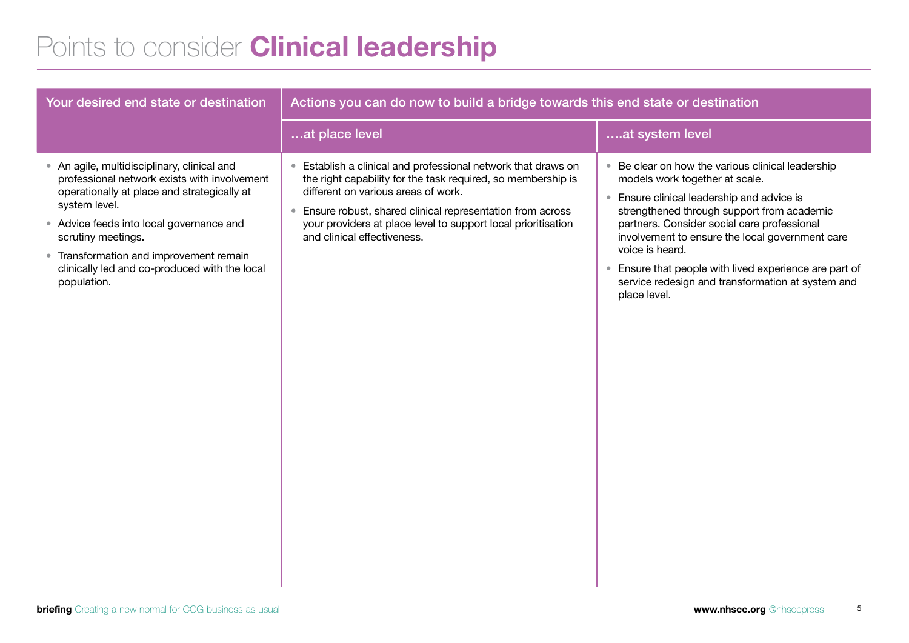# Points to consider **Clinical leadership**

| Your desired end state or destination | Actions you can do now to build a bridge towards this end state or destination | |
|---|---|---|
| | **…at place level** | **….at system level** |
| • An agile, multidisciplinary, clinical and professional network exists with involvement operationally at place and strategically at system level.<br>• Advice feeds into local governance and scrutiny meetings.<br>• Transformation and improvement remain clinically led and co-produced with the local population. | • Establish a clinical and professional network that draws on the right capability for the task required, so membership is different on various areas of work.<br>• Ensure robust, shared clinical representation from across your providers at place level to support local prioritisation and clinical effectiveness. | • Be clear on how the various clinical leadership models work together at scale.<br>• Ensure clinical leadership and advice is strengthened through support from academic partners. Consider social care professional involvement to ensure the local government care voice is heard.<br>• Ensure that people with lived experience are part of service redesign and transformation at system and place level. |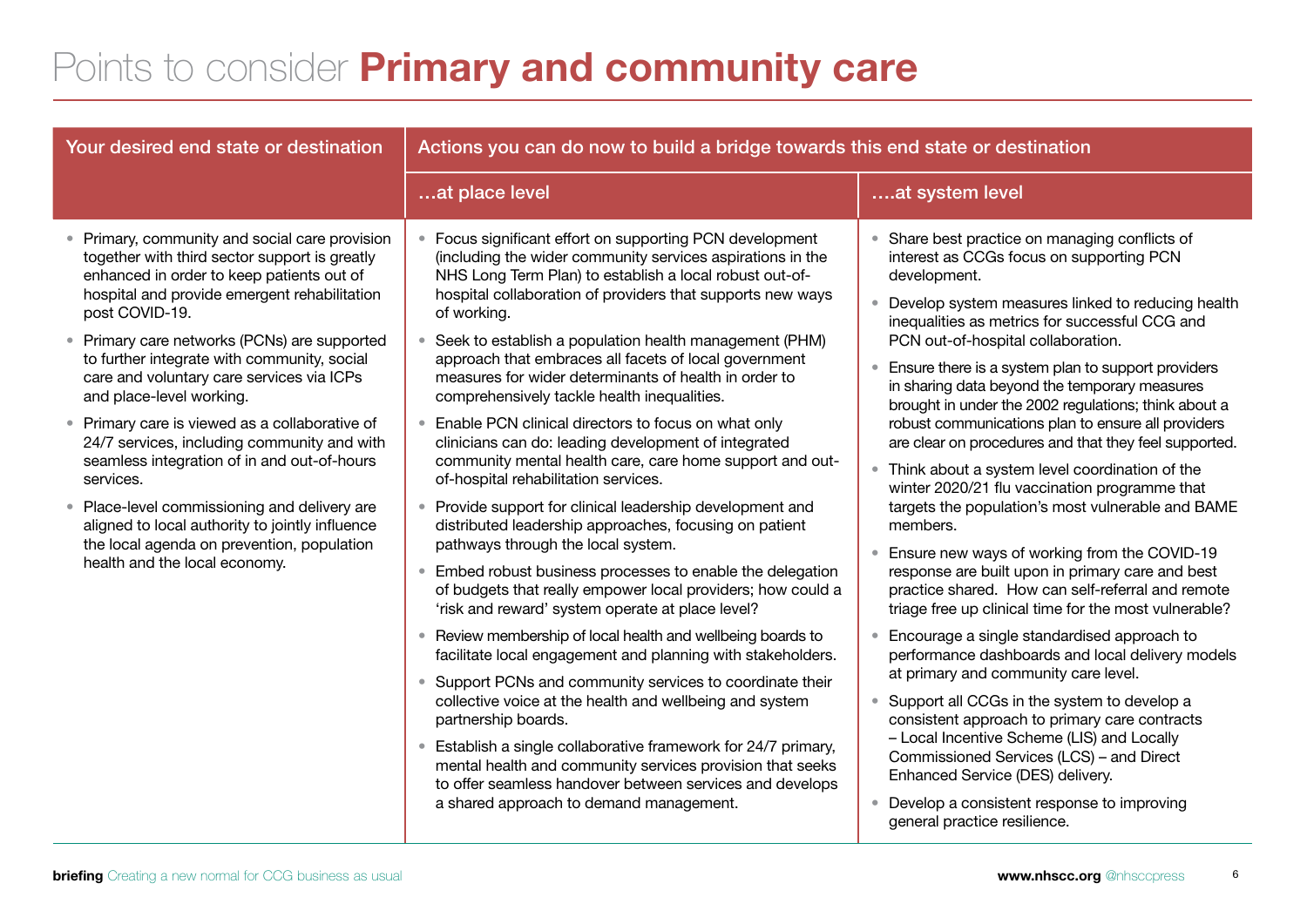# Points to consider **Primary and community care**

| Your desired end state or destination | Actions you can do now to build a bridge towards this end state or destination | |
|---|---|---|
| | **…at place level** | **….at system level** |
| • Primary, community and social care provision together with third sector support is greatly enhanced in order to keep patients out of hospital and provide emergent rehabilitation post COVID-19.<br>• Primary care networks (PCNs) are supported to further integrate with community, social care and voluntary care services via ICPs and place-level working.<br>• Primary care is viewed as a collaborative of 24/7 services, including community and with seamless integration of in and out-of-hours services.<br>• Place-level commissioning and delivery are aligned to local authority to jointly influence the local agenda on prevention, population health and the local economy. | • Focus significant effort on supporting PCN development (including the wider community services aspirations in the NHS Long Term Plan) to establish a local robust out-of-hospital collaboration of providers that supports new ways of working.<br>• Seek to establish a population health management (PHM) approach that embraces all facets of local government measures for wider determinants of health in order to comprehensively tackle health inequalities.<br>• Enable PCN clinical directors to focus on what only clinicians can do: leading development of integrated community mental health care, care home support and out-of-hospital rehabilitation services.<br>• Provide support for clinical leadership development and distributed leadership approaches, focusing on patient pathways through the local system.<br>• Embed robust business processes to enable the delegation of budgets that really empower local providers; how could a 'risk and reward' system operate at place level?<br>• Review membership of local health and wellbeing boards to facilitate local engagement and planning with stakeholders.<br>• Support PCNs and community services to coordinate their collective voice at the health and wellbeing and system partnership boards.<br>• Establish a single collaborative framework for 24/7 primary, mental health and community services provision that seeks to offer seamless handover between services and develops a shared approach to demand management. | • Share best practice on managing conflicts of interest as CCGs focus on supporting PCN development.<br>• Develop system measures linked to reducing health inequalities as metrics for successful CCG and PCN out-of-hospital collaboration.<br>• Ensure there is a system plan to support providers in sharing data beyond the temporary measures brought in under the 2002 regulations; think about a robust communications plan to ensure all providers are clear on procedures and that they feel supported.<br>• Think about a system level coordination of the winter 2020/21 flu vaccination programme that targets the population's most vulnerable and BAME members.<br>• Ensure new ways of working from the COVID-19 response are built upon in primary care and best practice shared. How can self-referral and remote triage free up clinical time for the most vulnerable?<br>• Encourage a single standardised approach to performance dashboards and local delivery models at primary and community care level.<br>• Support all CCGs in the system to develop a consistent approach to primary care contracts – Local Incentive Scheme (LIS) and Locally Commissioned Services (LCS) – and Direct Enhanced Service (DES) delivery.<br>• Develop a consistent response to improving general practice resilience. |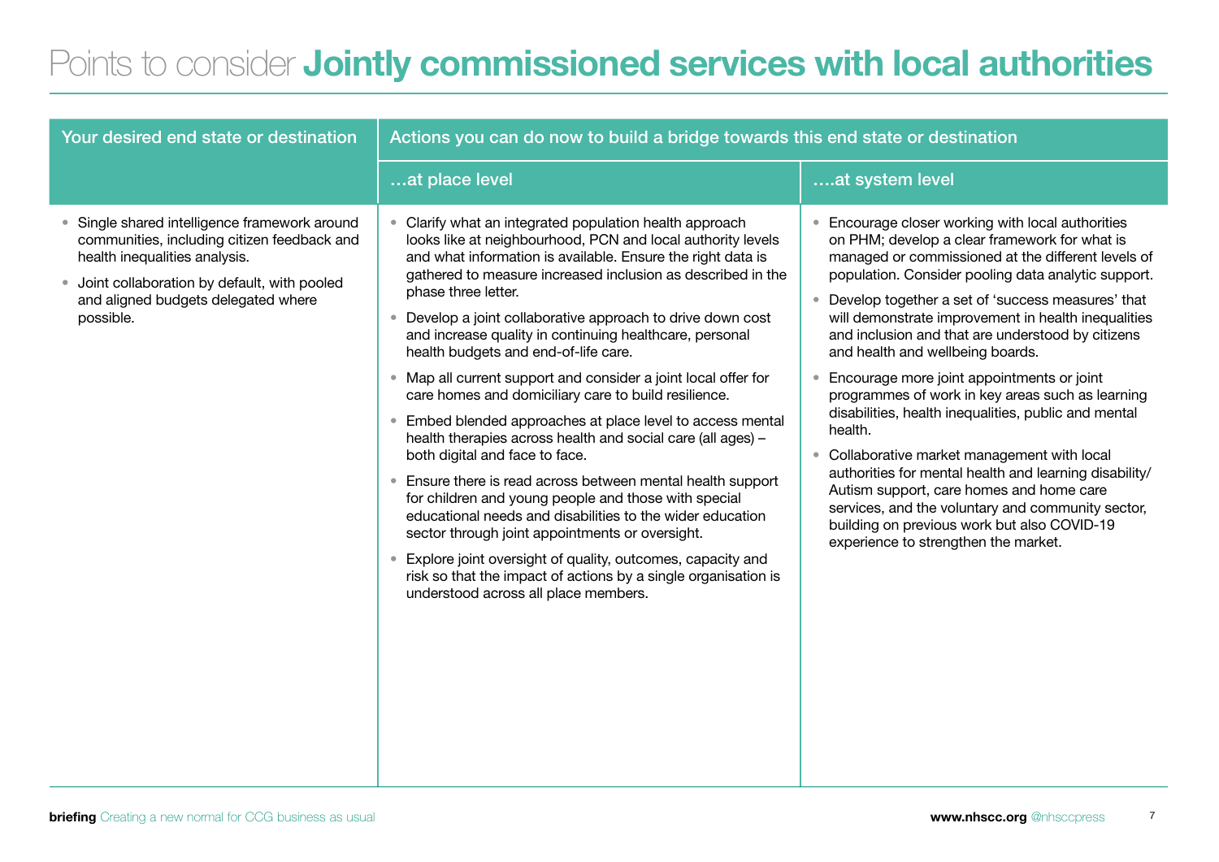# Points to consider **Jointly commissioned services with local authorities**

| Your desired end state or destination | Actions you can do now to build a bridge towards this end state or destination | |
|---|---|---|
| | …at place level | ….at system level |
| • Single shared intelligence framework around communities, including citizen feedback and health inequalities analysis.<br>• Joint collaboration by default, with pooled and aligned budgets delegated where possible. | • Clarify what an integrated population health approach looks like at neighbourhood, PCN and local authority levels and what information is available. Ensure the right data is gathered to measure increased inclusion as described in the phase three letter.<br>• Develop a joint collaborative approach to drive down cost and increase quality in continuing healthcare, personal health budgets and end-of-life care.<br>• Map all current support and consider a joint local offer for care homes and domiciliary care to build resilience.<br>• Embed blended approaches at place level to access mental health therapies across health and social care (all ages) – both digital and face to face.<br>• Ensure there is read across between mental health support for children and young people and those with special educational needs and disabilities to the wider education sector through joint appointments or oversight.<br>• Explore joint oversight of quality, outcomes, capacity and risk so that the impact of actions by a single organisation is understood across all place members. | • Encourage closer working with local authorities on PHM; develop a clear framework for what is managed or commissioned at the different levels of population. Consider pooling data analytic support.<br>• Develop together a set of 'success measures' that will demonstrate improvement in health inequalities and inclusion and that are understood by citizens and health and wellbeing boards.<br>• Encourage more joint appointments or joint programmes of work in key areas such as learning disabilities, health inequalities, public and mental health.<br>• Collaborative market management with local authorities for mental health and learning disability/ Autism support, care homes and home care services, and the voluntary and community sector, building on previous work but also COVID-19 experience to strengthen the market. |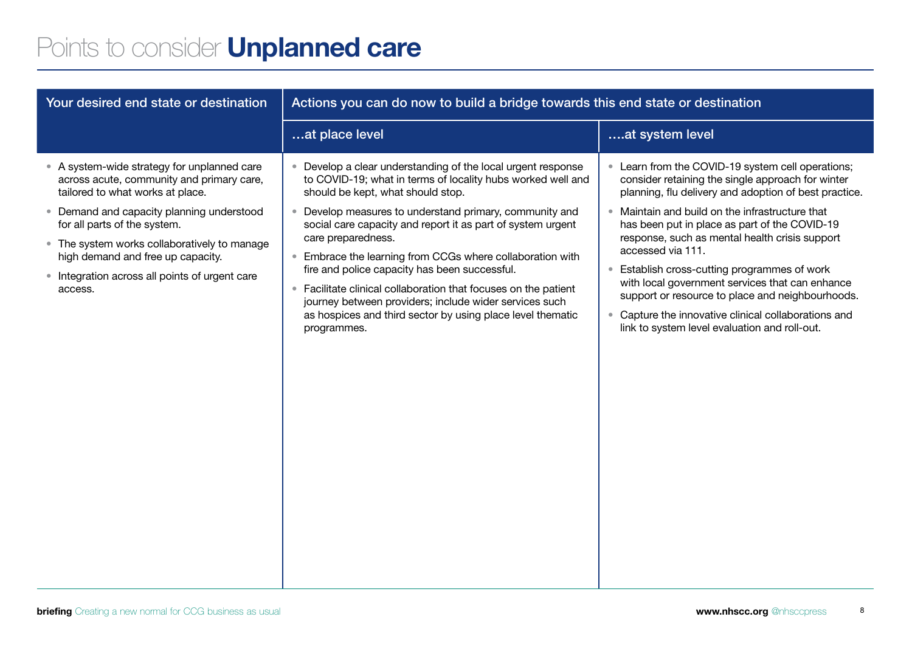# Points to consider **Unplanned care**

| Your desired end state or destination | Actions you can do now to build a bridge towards this end state or destination | |
|---|---|---|
| | …at place level | ….at system level |
| • A system-wide strategy for unplanned care across acute, community and primary care, tailored to what works at place.<br>• Demand and capacity planning understood for all parts of the system.<br>• The system works collaboratively to manage high demand and free up capacity.<br>• Integration across all points of urgent care access. | • Develop a clear understanding of the local urgent response to COVID-19; what in terms of locality hubs worked well and should be kept, what should stop.<br>• Develop measures to understand primary, community and social care capacity and report it as part of system urgent care preparedness.<br>• Embrace the learning from CCGs where collaboration with fire and police capacity has been successful.<br>• Facilitate clinical collaboration that focuses on the patient journey between providers; include wider services such as hospices and third sector by using place level thematic programmes. | • Learn from the COVID-19 system cell operations; consider retaining the single approach for winter planning, flu delivery and adoption of best practice.<br>• Maintain and build on the infrastructure that has been put in place as part of the COVID-19 response, such as mental health crisis support accessed via 111.<br>• Establish cross-cutting programmes of work with local government services that can enhance support or resource to place and neighbourhoods.<br>• Capture the innovative clinical collaborations and link to system level evaluation and roll-out. |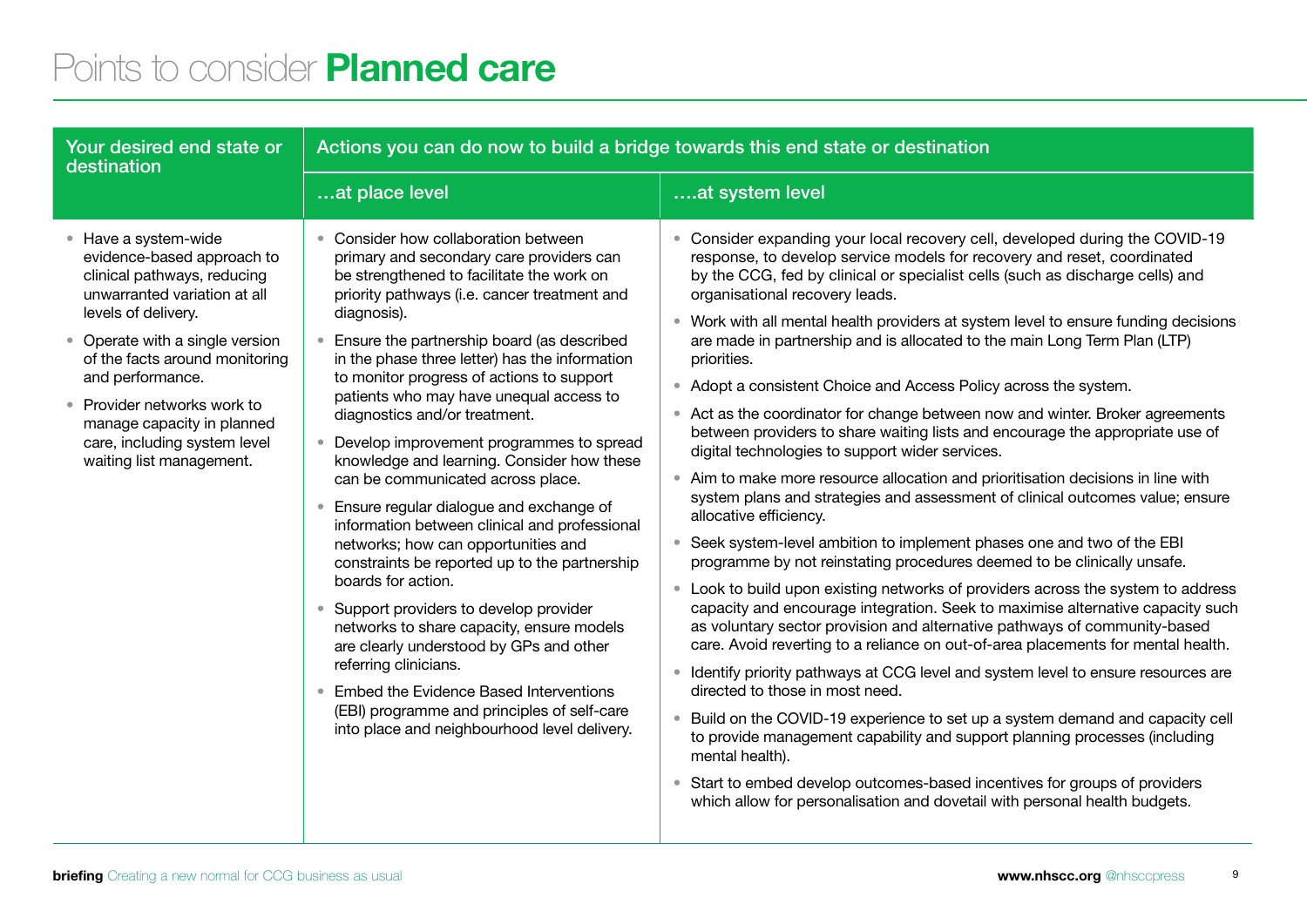# Points to consider **Planned care**

| Your desired end state or destination | Actions you can do now to build a bridge towards this end state or destination | |
|---|---|---|
| | …at place level | ….at system level |
| • Have a system-wide evidence-based approach to clinical pathways, reducing unwarranted variation at all levels of delivery.<br>• Operate with a single version of the facts around monitoring and performance.<br>• Provider networks work to manage capacity in planned care, including system level waiting list management. | • Consider how collaboration between primary and secondary care providers can be strengthened to facilitate the work on priority pathways (i.e. cancer treatment and diagnosis).<br>• Ensure the partnership board (as described in the phase three letter) has the information to monitor progress of actions to support patients who may have unequal access to diagnostics and/or treatment.<br>• Develop improvement programmes to spread knowledge and learning. Consider how these can be communicated across place.<br>• Ensure regular dialogue and exchange of information between clinical and professional networks; how can opportunities and constraints be reported up to the partnership boards for action.<br>• Support providers to develop provider networks to share capacity, ensure models are clearly understood by GPs and other referring clinicians.<br>• Embed the Evidence Based Interventions (EBI) programme and principles of self-care into place and neighbourhood level delivery. | • Consider expanding your local recovery cell, developed during the COVID-19 response, to develop service models for recovery and reset, coordinated by the CCG, fed by clinical or specialist cells (such as discharge cells) and organisational recovery leads.<br>• Work with all mental health providers at system level to ensure funding decisions are made in partnership and is allocated to the main Long Term Plan (LTP) priorities.<br>• Adopt a consistent Choice and Access Policy across the system.<br>• Act as the coordinator for change between now and winter. Broker agreements between providers to share waiting lists and encourage the appropriate use of digital technologies to support wider services.<br>• Aim to make more resource allocation and prioritisation decisions in line with system plans and strategies and assessment of clinical outcomes value; ensure allocative efficiency.<br>• Seek system-level ambition to implement phases one and two of the EBI programme by not reinstating procedures deemed to be clinically unsafe.<br>• Look to build upon existing networks of providers across the system to address capacity and encourage integration. Seek to maximise alternative capacity such as voluntary sector provision and alternative pathways of community-based care. Avoid reverting to a reliance on out-of-area placements for mental health.<br>• Identify priority pathways at CCG level and system level to ensure resources are directed to those in most need.<br>• Build on the COVID-19 experience to set up a system demand and capacity cell to provide management capability and support planning processes (including mental health).<br>• Start to embed develop outcomes-based incentives for groups of providers which allow for personalisation and dovetail with personal health budgets. |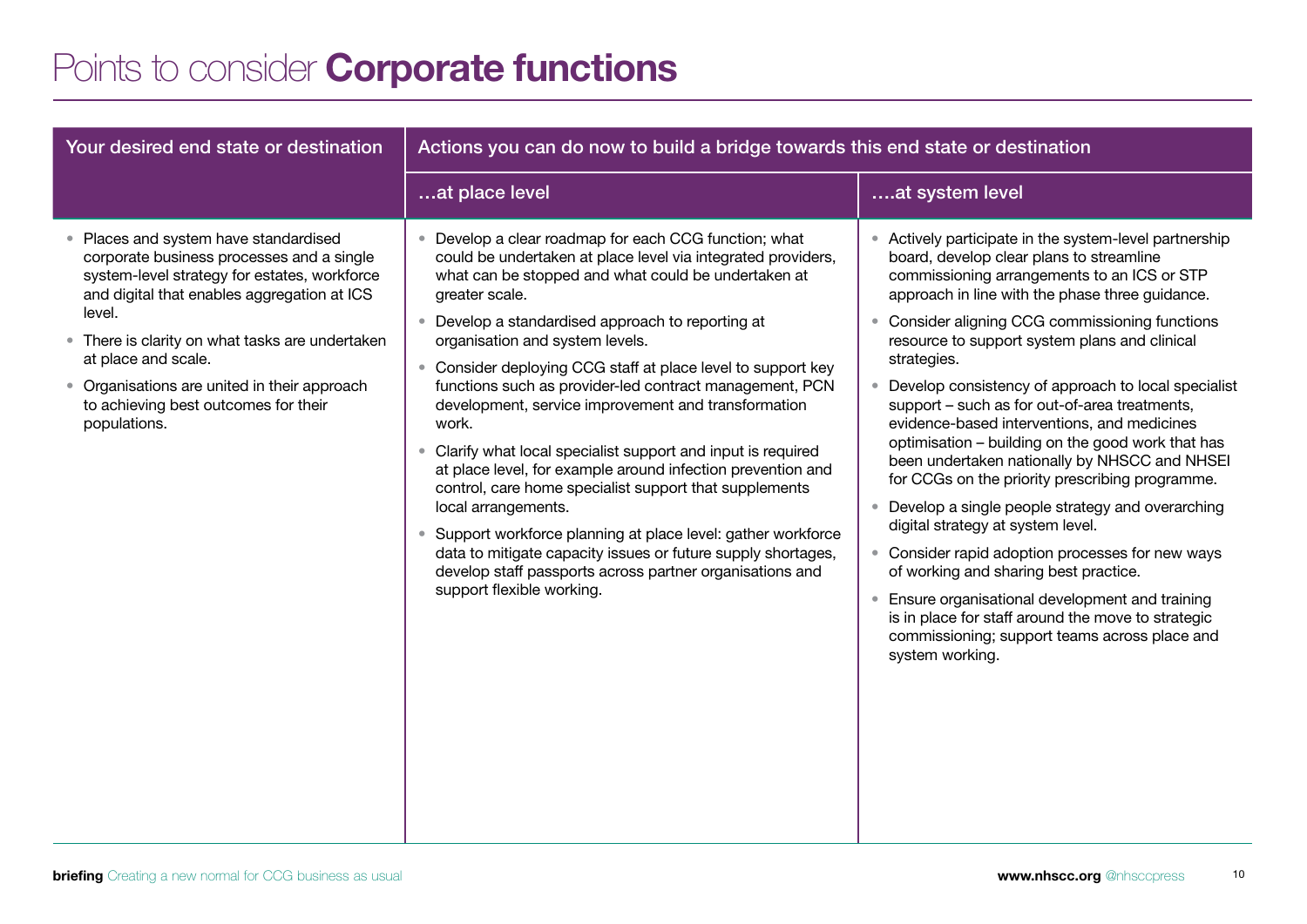# Points to consider **Corporate functions**

| Your desired end state or destination | Actions you can do now to build a bridge towards this end state or destination | |
|---|---|---|
| | **…at place level** | **….at system level** |
| • Places and system have standardised corporate business processes and a single system-level strategy for estates, workforce and digital that enables aggregation at ICS level.<br>• There is clarity on what tasks are undertaken at place and scale.<br>• Organisations are united in their approach to achieving best outcomes for their populations. | • Develop a clear roadmap for each CCG function; what could be undertaken at place level via integrated providers, what can be stopped and what could be undertaken at greater scale.<br>• Develop a standardised approach to reporting at organisation and system levels.<br>• Consider deploying CCG staff at place level to support key functions such as provider-led contract management, PCN development, service improvement and transformation work.<br>• Clarify what local specialist support and input is required at place level, for example around infection prevention and control, care home specialist support that supplements local arrangements.<br>• Support workforce planning at place level: gather workforce data to mitigate capacity issues or future supply shortages, develop staff passports across partner organisations and support flexible working. | • Actively participate in the system-level partnership board, develop clear plans to streamline commissioning arrangements to an ICS or STP approach in line with the phase three guidance.<br>• Consider aligning CCG commissioning functions resource to support system plans and clinical strategies.<br>• Develop consistency of approach to local specialist support – such as for out-of-area treatments, evidence-based interventions, and medicines optimisation – building on the good work that has been undertaken nationally by NHSCC and NHSEI for CCGs on the priority prescribing programme.<br>• Develop a single people strategy and overarching digital strategy at system level.<br>• Consider rapid adoption processes for new ways of working and sharing best practice.<br>• Ensure organisational development and training is in place for staff around the move to strategic commissioning; support teams across place and system working. |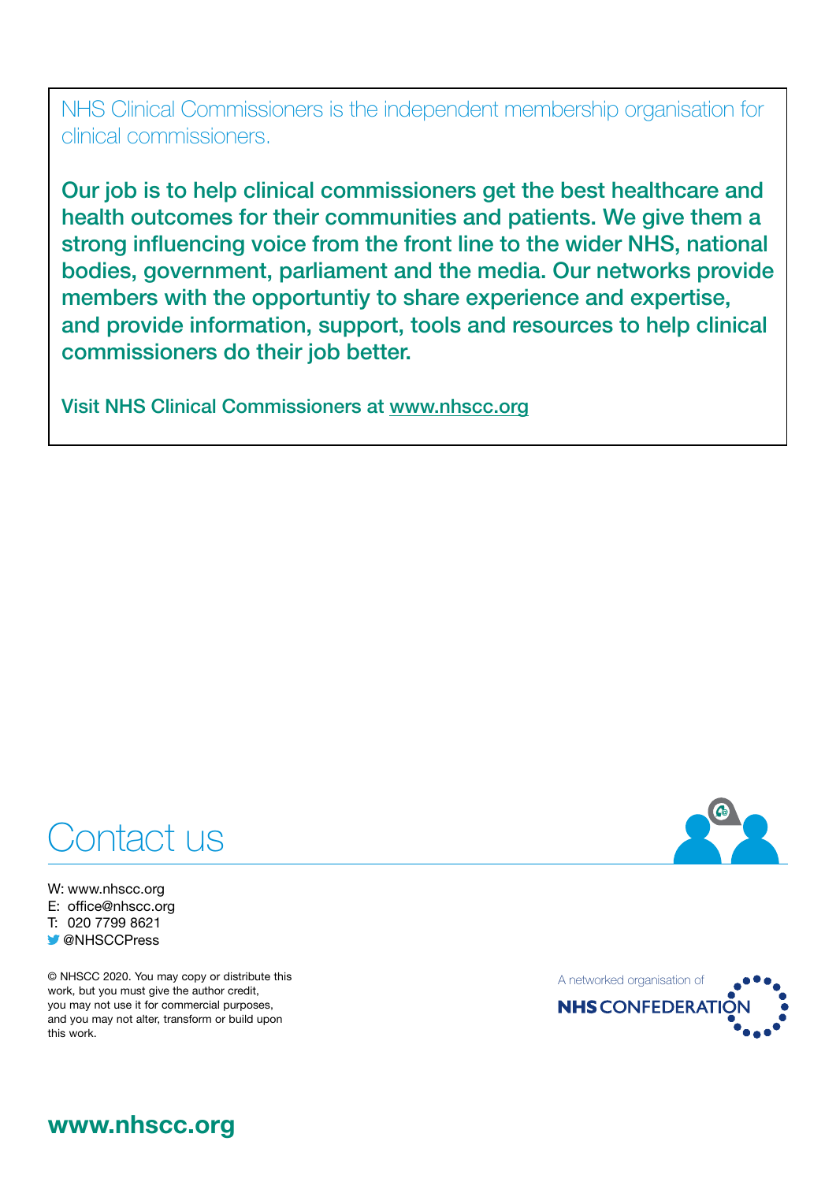NHS Clinical Commissioners is the independent membership organisation for clinical commissioners.

**Our job is to help clinical commissioners get the best healthcare and health outcomes for their communities and patients. We give them a strong influencing voice from the front line to the wider NHS, national bodies, government, parliament and the media. Our networks provide members with the opportuntiy to share experience and expertise, and provide information, support, tools and resources to help clinical commissioners do their job better.**

**Visit NHS Clinical Commissioners at www.nhscc.org**

# Contact us

W: www.nhscc.org
E: office@nhscc.org
T: 020 7799 8621
@NHSCCPress

© NHSCC 2020. You may copy or distribute this work, but you must give the author credit, you may not use it for commercial purposes, and you may not alter, transform or build upon this work.

A networked organisation of NHS CONFEDERATION

**www.nhscc.org**